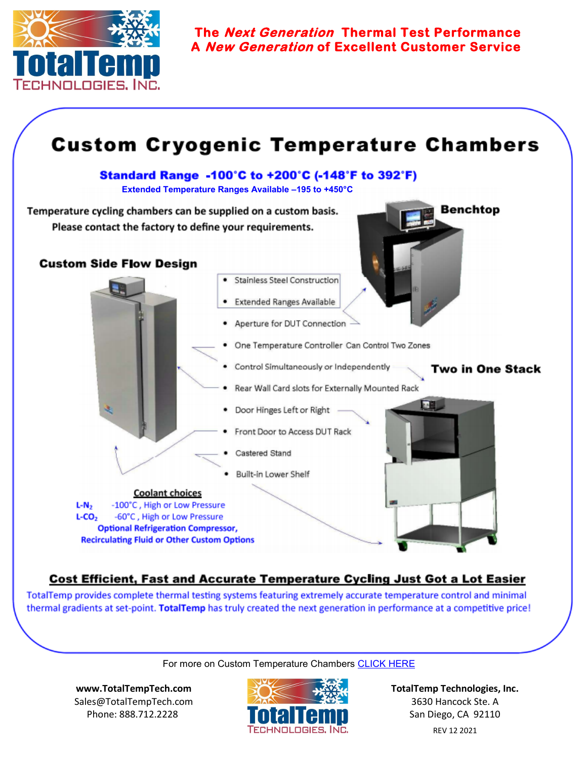**The *Next Generation* Thermal Test Performance**
**A *New Generation* of Excellent Customer Service**

# Custom Cryogenic Temperature Chambers

**Standard Range -100°C to +200°C (-148°F to 392°F)**

**Extended Temperature Ranges Available –195 to +450°C**

Temperature cycling chambers can be supplied on a custom basis.
Please contact the factory to define your requirements.

**Benchtop**

**Custom Side Flow Design**

- Stainless Steel Construction
- Extended Ranges Available
- Aperture for DUT Connection
- One Temperature Controller Can Control Two Zones
- Control Simultaneously or Independently
- Rear Wall Card slots for Externally Mounted Rack
- Door Hinges Left or Right
- Front Door to Access DUT Rack
- Castered Stand
- Built-in Lower Shelf

**Two in One Stack**

**Coolant choices**

**L-$N_2$** -100°C , High or Low Pressure
**L-$CO_2$** -60°C , High or Low Pressure
**Optional Refrigeration Compressor, Recirculating Fluid or Other Custom Options**

## Cost Efficient, Fast and Accurate Temperature Cycling Just Got a Lot Easier

TotalTemp provides complete thermal testing systems featuring extremely accurate temperature control and minimal thermal gradients at set-point. **TotalTemp** has truly created the next generation in performance at a competitive price!

For more on Custom Temperature Chambers [CLICK HERE]

**www.TotalTempTech.com**
Sales@TotalTempTech.com
Phone: 888.712.2228

**TotalTemp Technologies, Inc.**
3630 Hancock Ste. A
San Diego, CA 92110

REV 12 2021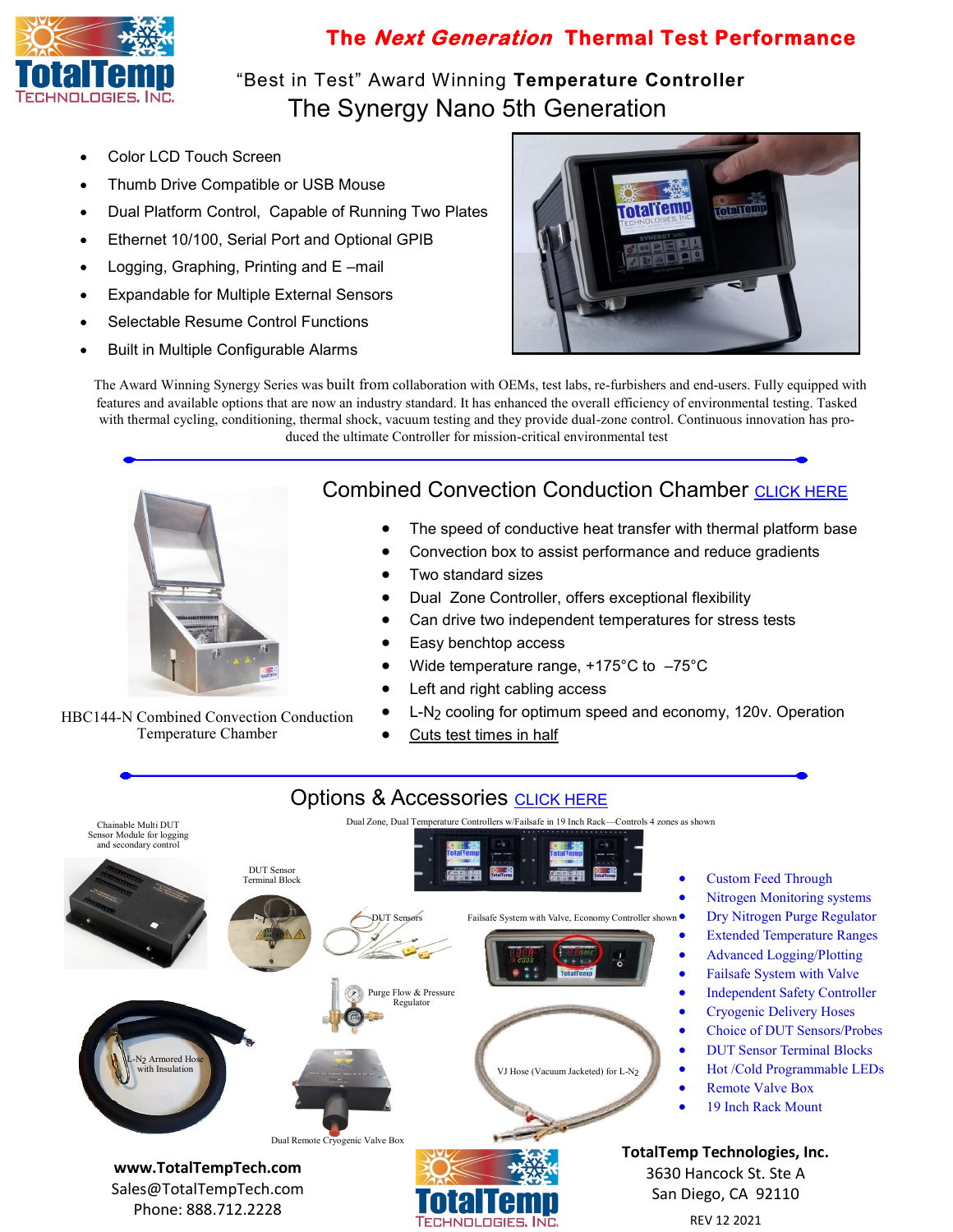# The *Next Generation* Thermal Test Performance

## "Best in Test" Award Winning **Temperature Controller**

## The Synergy Nano 5th Generation

- Color LCD Touch Screen
- Thumb Drive Compatible or USB Mouse
- Dual Platform Control, Capable of Running Two Plates
- Ethernet 10/100, Serial Port and Optional GPIB
- Logging, Graphing, Printing and E –mail
- Expandable for Multiple External Sensors
- Selectable Resume Control Functions
- Built in Multiple Configurable Alarms

The Award Winning Synergy Series was built from collaboration with OEMs, test labs, re-furbishers and end-users. Fully equipped with features and available options that are now an industry standard. It has enhanced the overall efficiency of environmental testing. Tasked with thermal cycling, conditioning, thermal shock, vacuum testing and they provide dual-zone control. Continuous innovation has produced the ultimate Controller for mission-critical environmental test

## Combined Convection Conduction Chamber CLICK HERE

- The speed of conductive heat transfer with thermal platform base
- Convection box to assist performance and reduce gradients
- Two standard sizes
- Dual Zone Controller, offers exceptional flexibility
- Can drive two independent temperatures for stress tests
- Easy benchtop access
- Wide temperature range, +175°C to –75°C
- Left and right cabling access
- L-$N_2$ cooling for optimum speed and economy, 120v. Operation
- Cuts test times in half

HBC144-N Combined Convection Conduction Temperature Chamber

## Options & Accessories CLICK HERE

Chainable Multi DUT Sensor Module for logging and secondary control

Dual Zone, Dual Temperature Controllers w/Failsafe in 19 Inch Rack—Controls 4 zones as shown

DUT Sensor Terminal Block

DUT Sensors

Failsafe System with Valve, Economy Controller shown

Purge Flow & Pressure Regulator

L-$N_2$ Armored Hose with Insulation

VJ Hose (Vacuum Jacketed) for L-$N_2$

Dual Remote Cryogenic Valve Box

- Custom Feed Through
- Nitrogen Monitoring systems
- Dry Nitrogen Purge Regulator
- Extended Temperature Ranges
- Advanced Logging/Plotting
- Failsafe System with Valve
- Independent Safety Controller
- Cryogenic Delivery Hoses
- Choice of DUT Sensors/Probes
- DUT Sensor Terminal Blocks
- Hot /Cold Programmable LEDs
- Remote Valve Box
- 19 Inch Rack Mount

**www.TotalTempTech.com**
Sales@TotalTempTech.com
Phone: 888.712.2228

**TotalTemp Technologies, Inc.**
3630 Hancock St. Ste A
San Diego, CA 92110

REV 12 2021